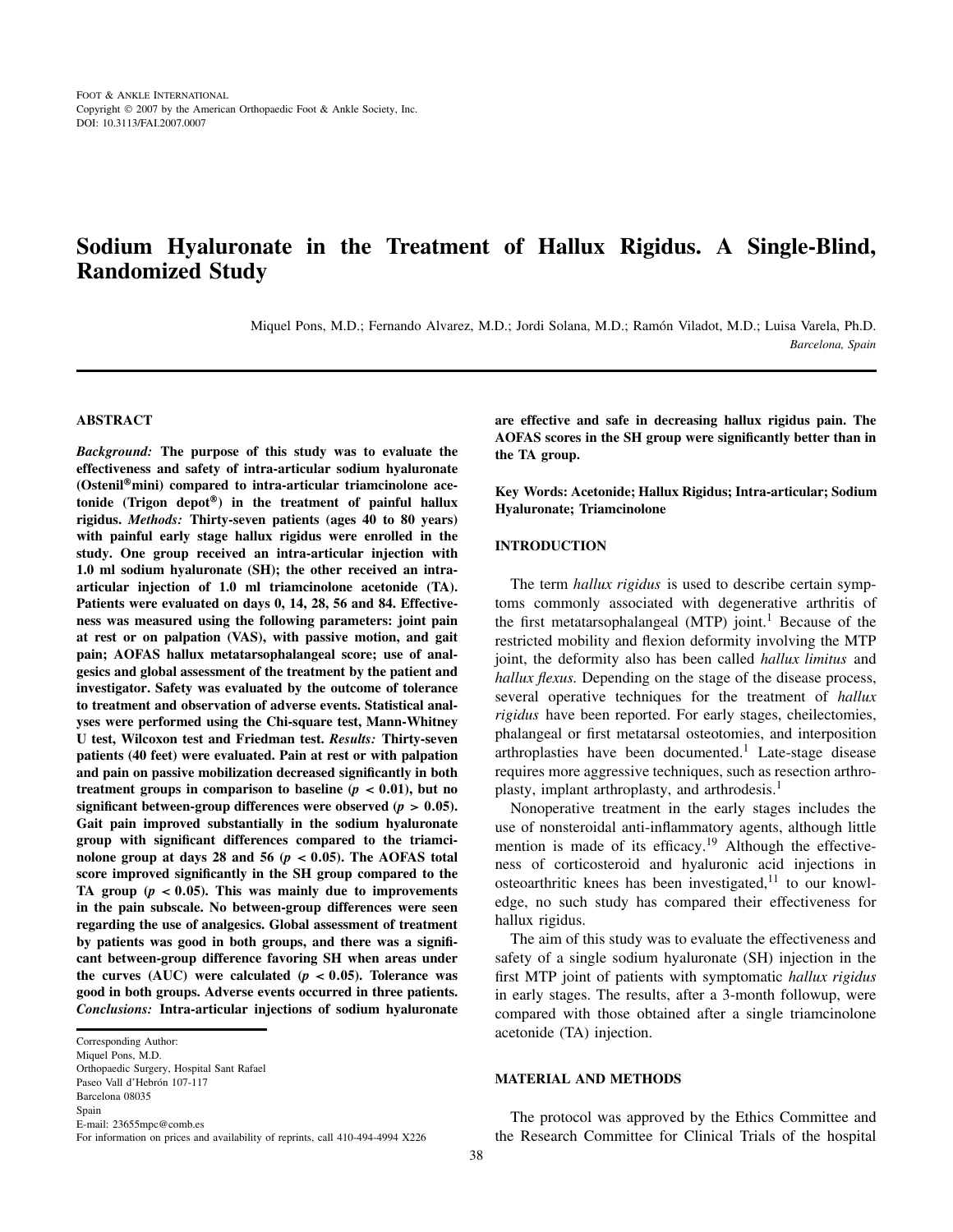# Sodium Hyaluronate in the Treatment of Hallux Rigidus. A Single-Blind, Randomized Study

Miquel Pons, M.D.; Fernando Alvarez, M.D.; Jordi Solana, M.D.; Ramón Viladot, M.D.; Luisa Varela, Ph.D.
*Barcelona, Spain*

## ABSTRACT

***Background:*** **The purpose of this study was to evaluate the effectiveness and safety of intra-articular sodium hyaluronate (Osteníl®mini) compared to intra-articular triamcinolone acetonide (Trigon depot®) in the treatment of painful hallux rigidus.** ***Methods:*** **Thirty-seven patients (ages 40 to 80 years) with painful early stage hallux rigidus were enrolled in the study. One group received an intra-articular injection with 1.0 ml sodium hyaluronate (SH); the other received an intra-articular injection of 1.0 ml triamcinolone acetonide (TA). Patients were evaluated on days 0, 14, 28, 56 and 84. Effectiveness was measured using the following parameters: joint pain at rest or on palpation (VAS), with passive motion, and gait pain; AOFAS hallux metatarsophalangeal score; use of analgesics and global assessment of the treatment by the patient and investigator. Safety was evaluated by the outcome of tolerance to treatment and observation of adverse events. Statistical analyses were performed using the Chi-square test, Mann-Whitney U test, Wilcoxon test and Friedman test.** ***Results:*** **Thirty-seven patients (40 feet) were evaluated. Pain at rest or with palpation and pain on passive mobilization decreased significantly in both treatment groups in comparison to baseline ($p < 0.01$), but no significant between-group differences were observed ($p > 0.05$). Gait pain improved substantially in the sodium hyaluronate group with significant differences compared to the triamcinolone group at days 28 and 56 ($p < 0.05$). The AOFAS total score improved significantly in the SH group compared to the TA group ($p < 0.05$). This was mainly due to improvements in the pain subscale. No between-group differences were seen regarding the use of analgesics. Global assessment of treatment by patients was good in both groups, and there was a significant between-group difference favoring SH when areas under the curves (AUC) were calculated ($p < 0.05$). Tolerance was good in both groups. Adverse events occurred in three patients.** ***Conclusions:*** **Intra-articular injections of sodium hyaluronate are effective and safe in decreasing hallux rigidus pain. The AOFAS scores in the SH group were significantly better than in the TA group.**

**Key Words: Acetonide; Hallux Rigidus; Intra-articular; Sodium Hyaluronate; Triamcinolone**

Corresponding Author:
Miquel Pons, M.D.
Orthopaedic Surgery, Hospital Sant Rafael
Paseo Vall d'Hebrón 107-117
Barcelona 08035
Spain
E-mail: 23655mpc@comb.es
For information on prices and availability of reprints, call 410-494-4994 X226

## INTRODUCTION

The term *hallux rigidus* is used to describe certain symptoms commonly associated with degenerative arthritis of the first metatarsophalangeal (MTP) joint.[1] Because of the restricted mobility and flexion deformity involving the MTP joint, the deformity also has been called *hallux limitus* and *hallux flexus.* Depending on the stage of the disease process, several operative techniques for the treatment of *hallux rigidus* have been reported. For early stages, cheilectomies, phalangeal or first metatarsal osteotomies, and interposition arthroplasties have been documented.[1] Late-stage disease requires more aggressive techniques, such as resection arthroplasty, implant arthroplasty, and arthrodesis.[1]

Nonoperative treatment in the early stages includes the use of nonsteroidal anti-inflammatory agents, although little mention is made of its efficacy.[19] Although the effectiveness of corticosteroid and hyaluronic acid injections in osteoarthritic knees has been investigated,[11] to our knowledge, no such study has compared their effectiveness for hallux rigidus.

The aim of this study was to evaluate the effectiveness and safety of a single sodium hyaluronate (SH) injection in the first MTP joint of patients with symptomatic *hallux rigidus* in early stages. The results, after a 3-month followup, were compared with those obtained after a single triamcinolone acetonide (TA) injection.

## MATERIAL AND METHODS

The protocol was approved by the Ethics Committee and the Research Committee for Clinical Trials of the hospital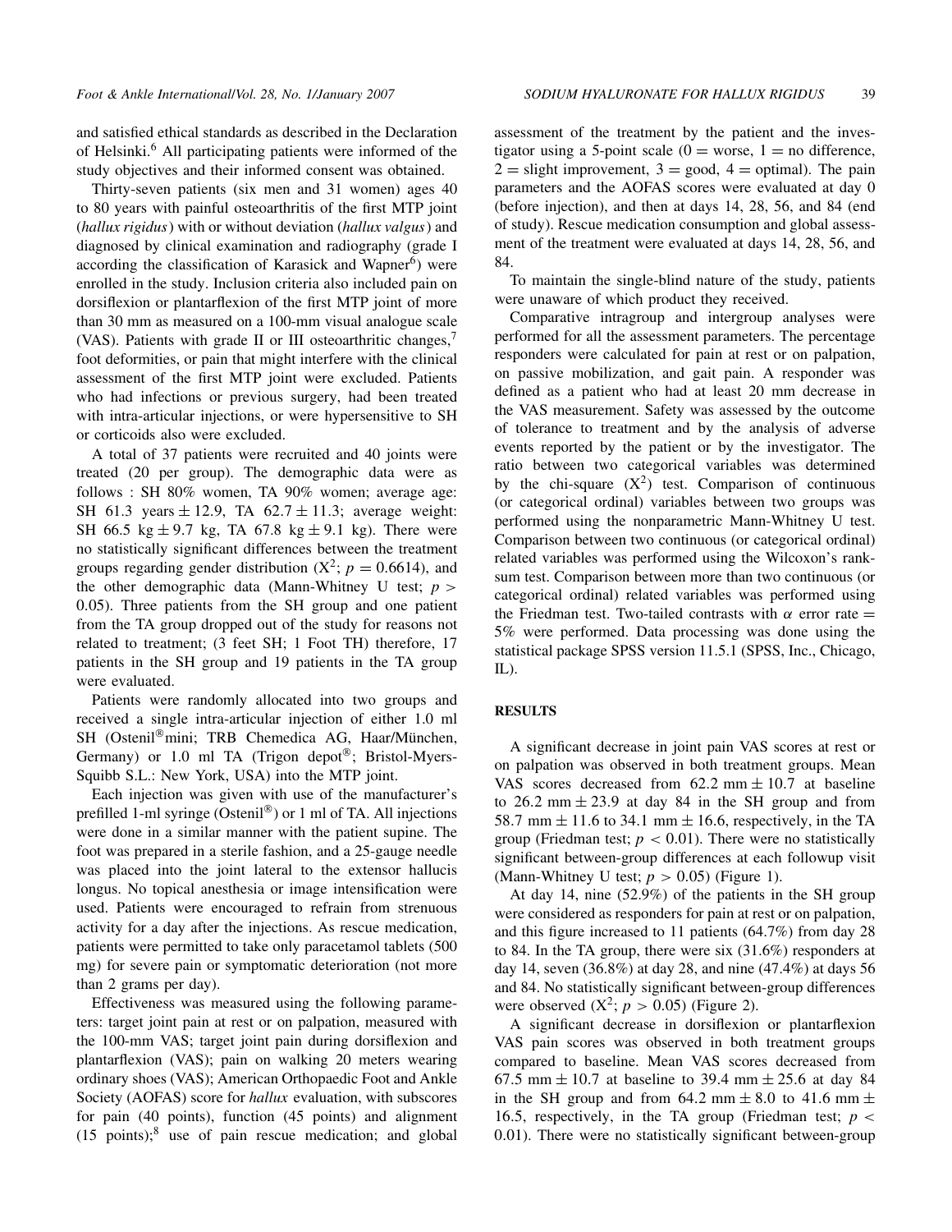and satisfied ethical standards as described in the Declaration of Helsinki.[6] All participating patients were informed of the study objectives and their informed consent was obtained.

Thirty-seven patients (six men and 31 women) ages 40 to 80 years with painful osteoarthritis of the first MTP joint (*hallux rigidus*) with or without deviation (*hallux valgus*) and diagnosed by clinical examination and radiography (grade I according the classification of Karasick and Wapner[6]) were enrolled in the study. Inclusion criteria also included pain on dorsiflexion or plantarflexion of the first MTP joint of more than 30 mm as measured on a 100-mm visual analogue scale (VAS). Patients with grade II or III osteoarthritic changes,[7] foot deformities, or pain that might interfere with the clinical assessment of the first MTP joint were excluded. Patients who had infections or previous surgery, had been treated with intra-articular injections, or were hypersensitive to SH or corticoids also were excluded.

A total of 37 patients were recruited and 40 joints were treated (20 per group). The demographic data were as follows : SH 80% women, TA 90% women; average age: SH 61.3 years ± 12.9, TA 62.7 ± 11.3; average weight: SH 66.5 kg ± 9.7 kg, TA 67.8 kg ± 9.1 kg). There were no statistically significant differences between the treatment groups regarding gender distribution ($X^2$; $p = 0.6614$), and the other demographic data (Mann-Whitney U test; $p > 0.05$). Three patients from the SH group and one patient from the TA group dropped out of the study for reasons not related to treatment; (3 feet SH; 1 Foot TH) therefore, 17 patients in the SH group and 19 patients in the TA group were evaluated.

Patients were randomly allocated into two groups and received a single intra-articular injection of either 1.0 ml SH (Ostenil®mini; TRB Chemedica AG, Haar/München, Germany) or 1.0 ml TA (Trigon depot®; Bristol-Myers-Squibb S.L.: New York, USA) into the MTP joint.

Each injection was given with use of the manufacturer's prefilled 1-ml syringe (Ostenil®) or 1 ml of TA. All injections were done in a similar manner with the patient supine. The foot was prepared in a sterile fashion, and a 25-gauge needle was placed into the joint lateral to the extensor hallucis longus. No topical anesthesia or image intensification were used. Patients were encouraged to refrain from strenuous activity for a day after the injections. As rescue medication, patients were permitted to take only paracetamol tablets (500 mg) for severe pain or symptomatic deterioration (not more than 2 grams per day).

Effectiveness was measured using the following parameters: target joint pain at rest or on palpation, measured with the 100-mm VAS; target joint pain during dorsiflexion and plantarflexion (VAS); pain on walking 20 meters wearing ordinary shoes (VAS); American Orthopaedic Foot and Ankle Society (AOFAS) score for *hallux* evaluation, with subscores for pain (40 points), function (45 points) and alignment (15 points);[8] use of pain rescue medication; and global assessment of the treatment by the patient and the investigator using a 5-point scale (0 = worse, 1 = no difference, 2 = slight improvement, 3 = good, 4 = optimal). The pain parameters and the AOFAS scores were evaluated at day 0 (before injection), and then at days 14, 28, 56, and 84 (end of study). Rescue medication consumption and global assessment of the treatment were evaluated at days 14, 28, 56, and 84.

To maintain the single-blind nature of the study, patients were unaware of which product they received.

Comparative intragroup and intergroup analyses were performed for all the assessment parameters. The percentage responders were calculated for pain at rest or on palpation, on passive mobilization, and gait pain. A responder was defined as a patient who had at least 20 mm decrease in the VAS measurement. Safety was assessed by the outcome of tolerance to treatment and by the analysis of adverse events reported by the patient or by the investigator. The ratio between two categorical variables was determined by the chi-square ($X^2$) test. Comparison of continuous (or categorical ordinal) variables between two groups was performed using the nonparametric Mann-Whitney U test. Comparison between two continuous (or categorical ordinal) related variables was performed using the Wilcoxon's rank-sum test. Comparison between more than two continuous (or categorical ordinal) related variables was performed using the Friedman test. Two-tailed contrasts with $\alpha$ error rate = 5% were performed. Data processing was done using the statistical package SPSS version 11.5.1 (SPSS, Inc., Chicago, IL).

## RESULTS

A significant decrease in joint pain VAS scores at rest or on palpation was observed in both treatment groups. Mean VAS scores decreased from 62.2 mm ± 10.7 at baseline to 26.2 mm ± 23.9 at day 84 in the SH group and from 58.7 mm ± 11.6 to 34.1 mm ± 16.6, respectively, in the TA group (Friedman test; $p < 0.01$). There were no statistically significant between-group differences at each followup visit (Mann-Whitney U test; $p > 0.05$) (Figure 1).

At day 14, nine (52.9%) of the patients in the SH group were considered as responders for pain at rest or on palpation, and this figure increased to 11 patients (64.7%) from day 28 to 84. In the TA group, there were six (31.6%) responders at day 14, seven (36.8%) at day 28, and nine (47.4%) at days 56 and 84. No statistically significant between-group differences were observed ($X^2$; $p > 0.05$) (Figure 2).

A significant decrease in dorsiflexion or plantarflexion VAS pain scores was observed in both treatment groups compared to baseline. Mean VAS scores decreased from 67.5 mm ± 10.7 at baseline to 39.4 mm ± 25.6 at day 84 in the SH group and from 64.2 mm ± 8.0 to 41.6 mm ± 16.5, respectively, in the TA group (Friedman test; $p < 0.01$). There were no statistically significant between-group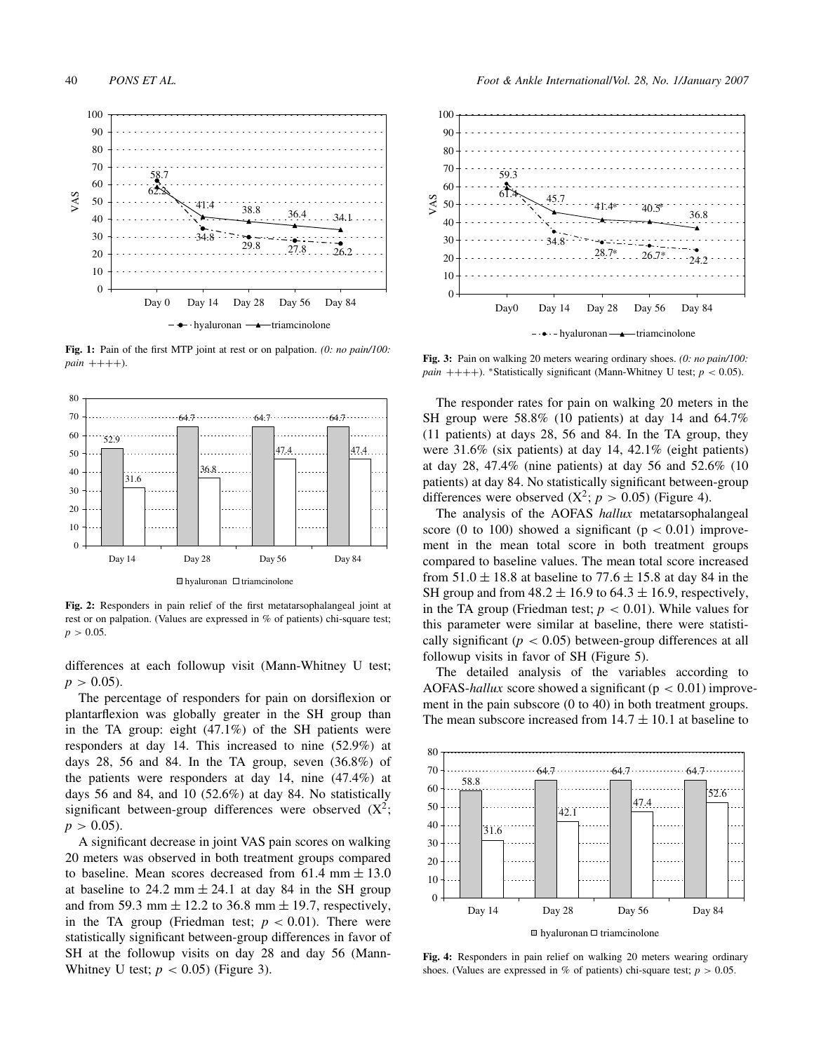Fig. 1: Pain of the first MTP joint at rest or on palpation. *(0: no pain/100: pain ++++).*

Fig. 2: Responders in pain relief of the first metatarsophalangeal joint at rest or on palpation. (Values are expressed in % of patients) chi-square test; $p > 0.05$.

differences at each followup visit (Mann-Whitney U test; $p > 0.05$).

The percentage of responders for pain on dorsiflexion or plantarflexion was globally greater in the SH group than in the TA group: eight (47.1%) of the SH patients were responders at day 14. This increased to nine (52.9%) at days 28, 56 and 84. In the TA group, seven (36.8%) of the patients were responders at day 14, nine (47.4%) at days 56 and 84, and 10 (52.6%) at day 84. No statistically significant between-group differences were observed ($X^2$; $p > 0.05$).

A significant decrease in joint VAS pain scores on walking 20 meters was observed in both treatment groups compared to baseline. Mean scores decreased from 61.4 mm $\pm$ 13.0 at baseline to 24.2 mm $\pm$ 24.1 at day 84 in the SH group and from 59.3 mm $\pm$ 12.2 to 36.8 mm $\pm$ 19.7, respectively, in the TA group (Friedman test; $p < 0.01$). There were statistically significant between-group differences in favor of SH at the followup visits on day 28 and day 56 (Mann-Whitney U test; $p < 0.05$) (Figure 3).

Fig. 3: Pain on walking 20 meters wearing ordinary shoes. *(0: no pain/100: pain ++++).* *Statistically significant (Mann-Whitney U test; $p < 0.05$).

The responder rates for pain on walking 20 meters in the SH group were 58.8% (10 patients) at day 14 and 64.7% (11 patients) at days 28, 56 and 84. In the TA group, they were 31.6% (six patients) at day 14, 42.1% (eight patients) at day 28, 47.4% (nine patients) at day 56 and 52.6% (10 patients) at day 84. No statistically significant between-group differences were observed ($X^2$; $p > 0.05$) (Figure 4).

The analysis of the AOFAS *hallux* metatarsophalangeal score (0 to 100) showed a significant ($p < 0.01$) improvement in the mean total score in both treatment groups compared to baseline values. The mean total score increased from $51.0 \pm 18.8$ at baseline to $77.6 \pm 15.8$ at day 84 in the SH group and from $48.2 \pm 16.9$ to $64.3 \pm 16.9$, respectively, in the TA group (Friedman test; $p < 0.01$). While values for this parameter were similar at baseline, there were statistically significant ($p < 0.05$) between-group differences at all followup visits in favor of SH (Figure 5).

The detailed analysis of the variables according to AOFAS-*hallux* score showed a significant ($p < 0.01$) improvement in the pain subscore (0 to 40) in both treatment groups. The mean subscore increased from $14.7 \pm 10.1$ at baseline to

Fig. 4: Responders in pain relief on walking 20 meters wearing ordinary shoes. (Values are expressed in % of patients) chi-square test; $p > 0.05$.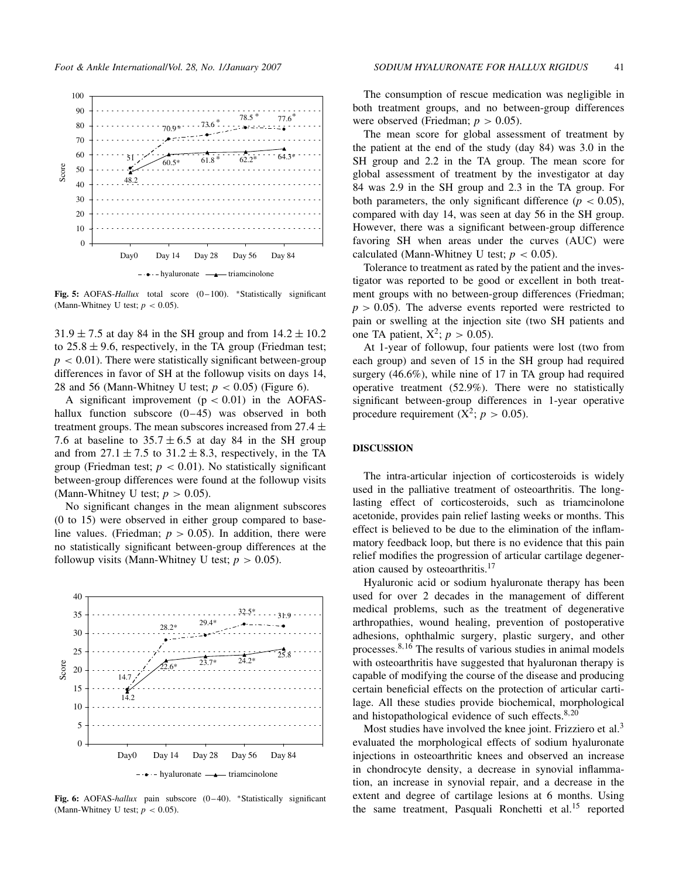Fig. 5: AOFAS-*Hallux* total score (0–100). *Statistically significant (Mann-Whitney U test; $p < 0.05$).

$31.9 \pm 7.5$ at day 84 in the SH group and from $14.2 \pm 10.2$ to $25.8 \pm 9.6$, respectively, in the TA group (Friedman test; $p < 0.01$). There were statistically significant between-group differences in favor of SH at the followup visits on days 14, 28 and 56 (Mann-Whitney U test; $p < 0.05$) (Figure 6).

A significant improvement ($p < 0.01$) in the AOFAS-hallux function subscore (0–45) was observed in both treatment groups. The mean subscores increased from $27.4 \pm 7.6$ at baseline to $35.7 \pm 6.5$ at day 84 in the SH group and from $27.1 \pm 7.5$ to $31.2 \pm 8.3$, respectively, in the TA group (Friedman test; $p < 0.01$). No statistically significant between-group differences were found at the followup visits (Mann-Whitney U test; $p > 0.05$).

No significant changes in the mean alignment subscores (0 to 15) were observed in either group compared to baseline values. (Friedman; $p > 0.05$). In addition, there were no statistically significant between-group differences at the followup visits (Mann-Whitney U test; $p > 0.05$).

Fig. 6: AOFAS-*hallux* pain subscore (0–40). *Statistically significant (Mann-Whitney U test; $p < 0.05$).

The consumption of rescue medication was negligible in both treatment groups, and no between-group differences were observed (Friedman; $p > 0.05$).

The mean score for global assessment of treatment by the patient at the end of the study (day 84) was 3.0 in the SH group and 2.2 in the TA group. The mean score for global assessment of treatment by the investigator at day 84 was 2.9 in the SH group and 2.3 in the TA group. For both parameters, the only significant difference ($p < 0.05$), compared with day 14, was seen at day 56 in the SH group. However, there was a significant between-group difference favoring SH when areas under the curves (AUC) were calculated (Mann-Whitney U test; $p < 0.05$).

Tolerance to treatment as rated by the patient and the investigator was reported to be good or excellent in both treatment groups with no between-group differences (Friedman; $p > 0.05$). The adverse events reported were restricted to pain or swelling at the injection site (two SH patients and one TA patient, $X^2$; $p > 0.05$).

At 1-year of followup, four patients were lost (two from each group) and seven of 15 in the SH group had required surgery (46.6%), while nine of 17 in TA group had required operative treatment (52.9%). There were no statistically significant between-group differences in 1-year operative procedure requirement ($X^2$; $p > 0.05$).

## DISCUSSION

The intra-articular injection of corticosteroids is widely used in the palliative treatment of osteoarthritis. The long-lasting effect of corticosteroids, such as triamcinolone acetonide, provides pain relief lasting weeks or months. This effect is believed to be due to the elimination of the inflammatory feedback loop, but there is no evidence that this pain relief modifies the progression of articular cartilage degeneration caused by osteoarthritis.[17]

Hyaluronic acid or sodium hyaluronate therapy has been used for over 2 decades in the management of different medical problems, such as the treatment of degenerative arthropathies, wound healing, prevention of postoperative adhesions, ophthalmic surgery, plastic surgery, and other processes.[8,16] The results of various studies in animal models with osteoarthritis have suggested that hyaluronan therapy is capable of modifying the course of the disease and producing certain beneficial effects on the protection of articular cartilage. All these studies provide biochemical, morphological and histopathological evidence of such effects.[8,20]

Most studies have involved the knee joint. Frizziero et al.[3] evaluated the morphological effects of sodium hyaluronate injections in osteoarthritic knees and observed an increase in chondrocyte density, a decrease in synovial inflammation, an increase in synovial repair, and a decrease in the extent and degree of cartilage lesions at 6 months. Using the same treatment, Pasquali Ronchetti et al.[15] reported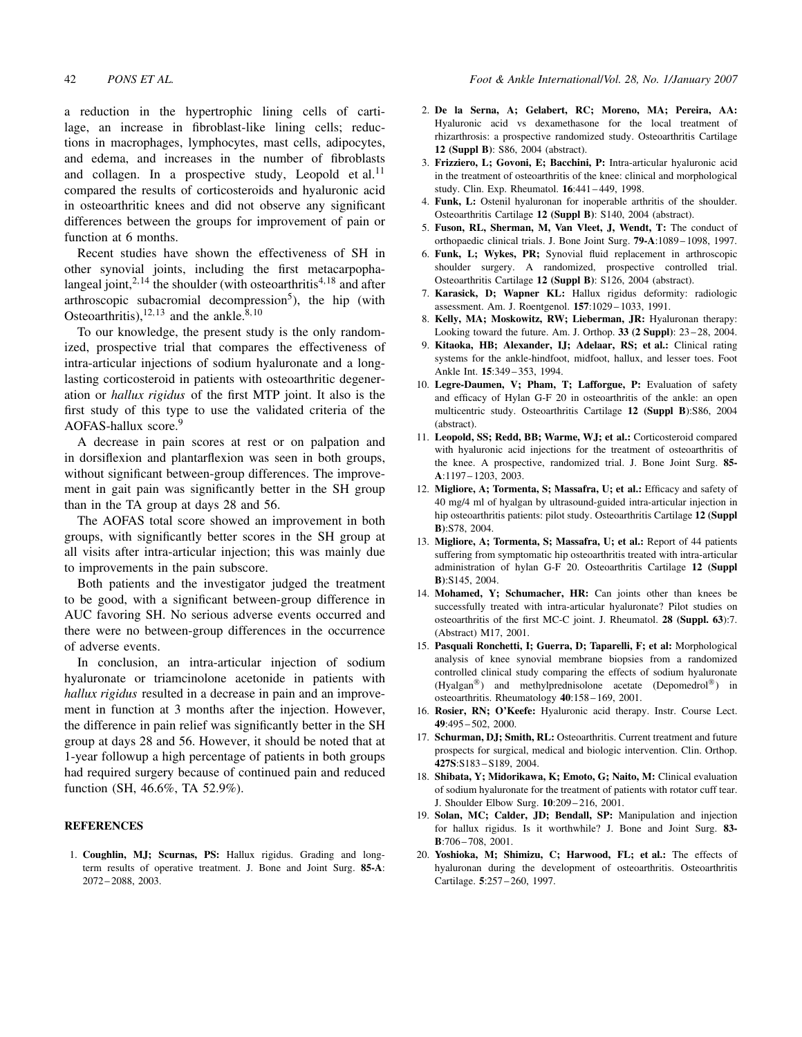a reduction in the hypertrophic lining cells of cartilage, an increase in fibroblast-like lining cells; reductions in macrophages, lymphocytes, mast cells, adipocytes, and edema, and increases in the number of fibroblasts and collagen. In a prospective study, Leopold et al.[11] compared the results of corticosteroids and hyaluronic acid in osteoarthritic knees and did not observe any significant differences between the groups for improvement of pain or function at 6 months.

Recent studies have shown the effectiveness of SH in other synovial joints, including the first metacarpophalangeal joint,[2,14] the shoulder (with osteoarthritis[4,18] and after arthroscopic subacromial decompression[5]), the hip (with Osteoarthritis),[12,13] and the ankle.[8,10]

To our knowledge, the present study is the only randomized, prospective trial that compares the effectiveness of intra-articular injections of sodium hyaluronate and a long-lasting corticosteroid in patients with osteoarthritic degeneration or *hallux rigidus* of the first MTP joint. It also is the first study of this type to use the validated criteria of the AOFAS-hallux score.[9]

A decrease in pain scores at rest or on palpation and in dorsiflexion and plantarflexion was seen in both groups, without significant between-group differences. The improvement in gait pain was significantly better in the SH group than in the TA group at days 28 and 56.

The AOFAS total score showed an improvement in both groups, with significantly better scores in the SH group at all visits after intra-articular injection; this was mainly due to improvements in the pain subscore.

Both patients and the investigator judged the treatment to be good, with a significant between-group difference in AUC favoring SH. No serious adverse events occurred and there were no between-group differences in the occurrence of adverse events.

In conclusion, an intra-articular injection of sodium hyaluronate or triamcinolone acetonide in patients with *hallux rigidus* resulted in a decrease in pain and an improvement in function at 3 months after the injection. However, the difference in pain relief was significantly better in the SH group at days 28 and 56. However, it should be noted that at 1-year followup a high percentage of patients in both groups had required surgery because of continued pain and reduced function (SH, 46.6%, TA 52.9%).

## REFERENCES

1. **Coughlin, MJ; Scurnas, PS:** Hallux rigidus. Grading and long-term results of operative treatment. J. Bone and Joint Surg. **85-A**: 2072–2088, 2003.
2. **De la Serna, A; Gelabert, RC; Moreno, MA; Pereira, AA:** Hyaluronic acid vs dexamethasone for the local treatment of rhizarthrosis: a prospective randomized study. Osteoarthritis Cartilage **12 (Suppl B)**: S86, 2004 (abstract).
3. **Frizziero, L; Govoni, E; Bacchini, P:** Intra-articular hyaluronic acid in the treatment of osteoarthritis of the knee: clinical and morphological study. Clin. Exp. Rheumatol. **16**:441–449, 1998.
4. **Funk, L:** Ostenil hyaluronan for inoperable arthritis of the shoulder. Osteoarthritis Cartilage **12 (Suppl B)**: S140, 2004 (abstract).
5. **Fuson, RL, Sherman, M, Van Vleet, J, Wendt, T:** The conduct of orthopaedic clinical trials. J. Bone Joint Surg. **79-A**:1089–1098, 1997.
6. **Funk, L; Wykes, PR;** Synovial fluid replacement in arthroscopic shoulder surgery. A randomized, prospective controlled trial. Osteoarthritis Cartilage **12 (Suppl B)**: S126, 2004 (abstract).
7. **Karasick, D; Wapner KL:** Hallux rigidus deformity: radiologic assessment. Am. J. Roentgenol. **157**:1029–1033, 1991.
8. **Kelly, MA; Moskowitz, RW; Lieberman, JR:** Hyaluronan therapy: Looking toward the future. Am. J. Orthop. **33 (2 Suppl)**: 23–28, 2004.
9. **Kitaoka, HB; Alexander, IJ; Adelaar, RS; et al.:** Clinical rating systems for the ankle-hindfoot, midfoot, hallux, and lesser toes. Foot Ankle Int. **15**:349–353, 1994.
10. **Legre-Daumen, V; Pham, T; Lafforgue, P:** Evaluation of safety and efficacy of Hylan G-F 20 in osteoarthritis of the ankle: an open multicentric study. Osteoarthritis Cartilage **12 (Suppl B)**:S86, 2004 (abstract).
11. **Leopold, SS; Redd, BB; Warme, WJ; et al.:** Corticosteroid compared with hyaluronic acid injections for the treatment of osteoarthritis of the knee. A prospective, randomized trial. J. Bone Joint Surg. **85-A**:1197–1203, 2003.
12. **Migliore, A; Tormenta, S; Massafra, U; et al.:** Efficacy and safety of 40 mg/4 ml of hyalgan by ultrasound-guided intra-articular injection in hip osteoarthritis patients: pilot study. Osteoarthritis Cartilage **12 (Suppl B)**:S78, 2004.
13. **Migliore, A; Tormenta, S; Massafra, U; et al.:** Report of 44 patients suffering from symptomatic hip osteoarthritis treated with intra-articular administration of hylan G-F 20. Osteoarthritis Cartilage **12 (Suppl B)**:S145, 2004.
14. **Mohamed, Y; Schumacher, HR:** Can joints other than knees be successfully treated with intra-articular hyaluronate? Pilot studies on osteoarthritis of the first MC-C joint. J. Rheumatol. **28 (Suppl. 63)**:7. (Abstract) M17, 2001.
15. **Pasquali Ronchetti, I; Guerra, D; Taparelli, F; et al:** Morphological analysis of knee synovial membrane biopsies from a randomized controlled clinical study comparing the effects of sodium hyaluronate (Hyalgan®) and methylprednisolone acetate (Depomedrol®) in osteoarthritis. Rheumatology **40**:158–169, 2001.
16. **Rosier, RN; O'Keefe:** Hyaluronic acid therapy. Instr. Course Lect. **49**:495–502, 2000.
17. **Schurman, DJ; Smith, RL:** Osteoarthritis. Current treatment and future prospects for surgical, medical and biologic intervention. Clin. Orthop. **427S**:S183–S189, 2004.
18. **Shibata, Y; Midorikawa, K; Emoto, G; Naito, M:** Clinical evaluation of sodium hyaluronate for the treatment of patients with rotator cuff tear. J. Shoulder Elbow Surg. **10**:209–216, 2001.
19. **Solan, MC; Calder, JD; Bendall, SP:** Manipulation and injection for hallux rigidus. Is it worthwhile? J. Bone and Joint Surg. **83-B**:706–708, 2001.
20. **Yoshioka, M; Shimizu, C; Harwood, FL; et al.:** The effects of hyaluronan during the development of osteoarthritis. Osteoarthritis Cartilage. **5**:257–260, 1997.